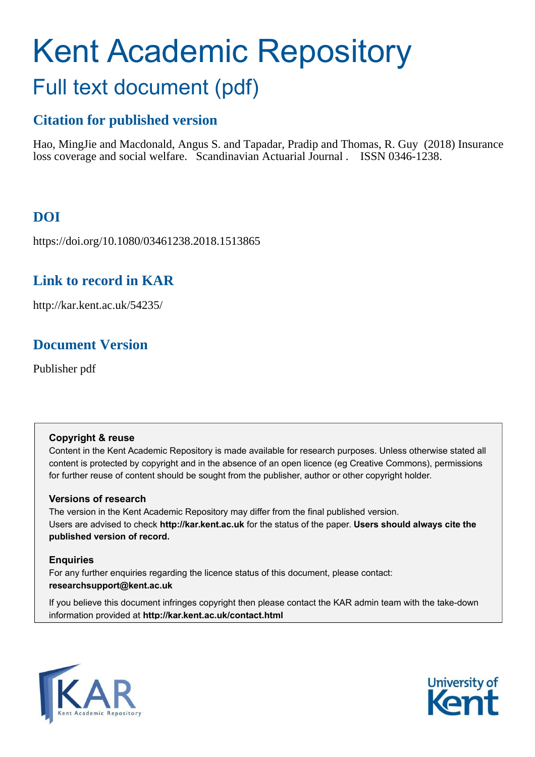# Kent Academic Repository

## Full text document (pdf)

### Citation for published version

Hao, MingJie and Macdonald, Angus S. and Tapadar, Pradip and Thomas, R. Guy (2018) Insurance loss coverage and social welfare. Scandinavian Actuarial Journal . ISSN 0346-1238.

### DOI

https://doi.org/10.1080/03461238.2018.1513865

### Link to record in KAR

http://kar.kent.ac.uk/54235/

### Document Version

Publisher pdf

**Copyright & reuse**

Content in the Kent Academic Repository is made available for research purposes. Unless otherwise stated all content is protected by copyright and in the absence of an open licence (eg Creative Commons), permissions for further reuse of content should be sought from the publisher, author or other copyright holder.

**Versions of research**

The version in the Kent Academic Repository may differ from the final published version. Users are advised to check **http://kar.kent.ac.uk** for the status of the paper. **Users should always cite the published version of record.**

**Enquiries**

For any further enquiries regarding the licence status of this document, please contact: **researchsupport@kent.ac.uk**

If you believe this document infringes copyright then please contact the KAR admin team with the take-down information provided at **http://kar.kent.ac.uk/contact.html**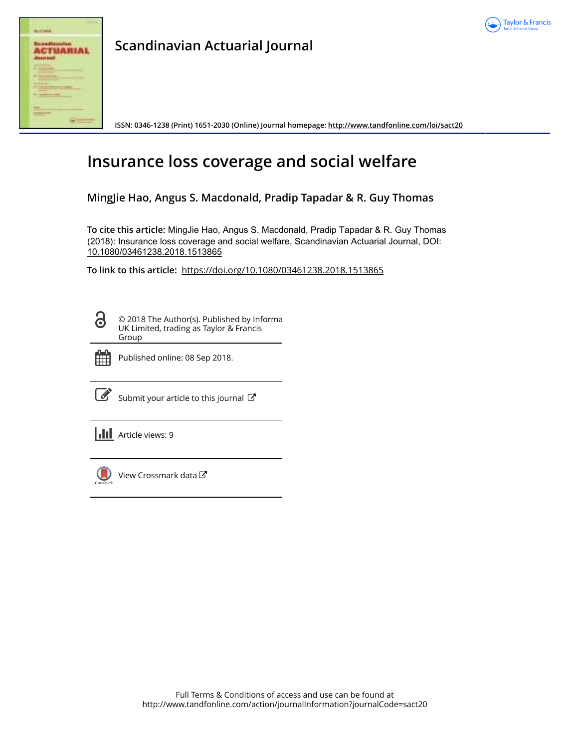Scandinavian Actuarial Journal

ISSN: 0346-1238 (Print) 1651-2030 (Online) Journal homepage: http://www.tandfonline.com/loi/sact20

# Insurance loss coverage and social welfare

**MingJie Hao, Angus S. Macdonald, Pradip Tapadar & R. Guy Thomas**

**To cite this article:** MingJie Hao, Angus S. Macdonald, Pradip Tapadar & R. Guy Thomas (2018): Insurance loss coverage and social welfare, Scandinavian Actuarial Journal, DOI: 10.1080/03461238.2018.1513865

**To link to this article:** https://doi.org/10.1080/03461238.2018.1513865

© 2018 The Author(s). Published by Informa UK Limited, trading as Taylor & Francis Group

Published online: 08 Sep 2018.

Submit your article to this journal

Article views: 9

View Crossmark data

Full Terms & Conditions of access and use can be found at http://www.tandfonline.com/action/journalInformation?journalCode=sact20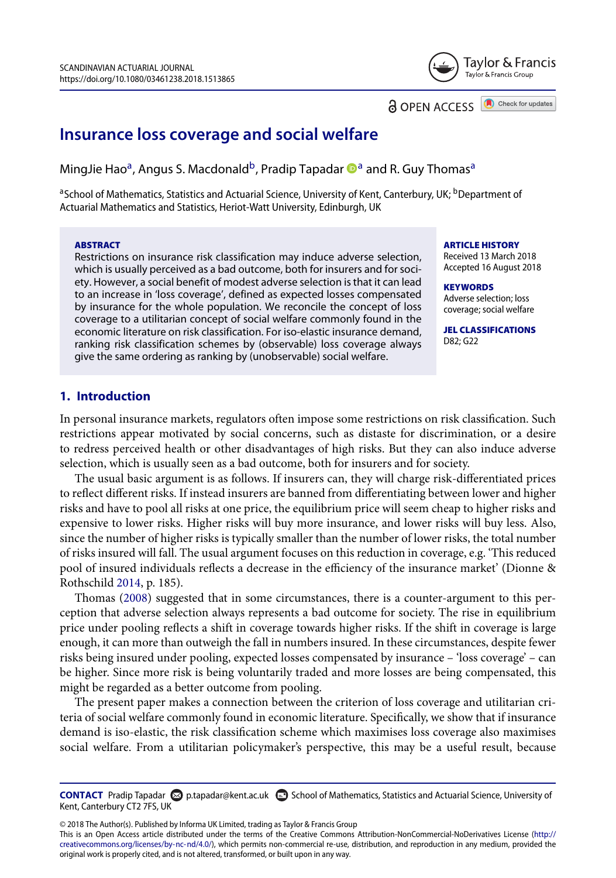# Insurance loss coverage and social welfare

MingJie Hao[a], Angus S. Macdonald[b], Pradip Tapadar[a] and R. Guy Thomas[a]

[a]School of Mathematics, Statistics and Actuarial Science, University of Kent, Canterbury, UK; [b]Department of Actuarial Mathematics and Statistics, Heriot-Watt University, Edinburgh, UK

**ABSTRACT**

Restrictions on insurance risk classification may induce adverse selection, which is usually perceived as a bad outcome, both for insurers and for society. However, a social benefit of modest adverse selection is that it can lead to an increase in 'loss coverage', defined as expected losses compensated by insurance for the whole population. We reconcile the concept of loss coverage to a utilitarian concept of social welfare commonly found in the economic literature on risk classification. For iso-elastic insurance demand, ranking risk classification schemes by (observable) loss coverage always give the same ordering as ranking by (unobservable) social welfare.

**ARTICLE HISTORY**
Received 13 March 2018
Accepted 16 August 2018

**KEYWORDS**
Adverse selection; loss coverage; social welfare

**JEL CLASSIFICATIONS**
D82; G22

## 1. Introduction

In personal insurance markets, regulators often impose some restrictions on risk classification. Such restrictions appear motivated by social concerns, such as distaste for discrimination, or a desire to redress perceived health or other disadvantages of high risks. But they can also induce adverse selection, which is usually seen as a bad outcome, both for insurers and for society.

The usual basic argument is as follows. If insurers can, they will charge risk-differentiated prices to reflect different risks. If instead insurers are banned from differentiating between lower and higher risks and have to pool all risks at one price, the equilibrium price will seem cheap to higher risks and expensive to lower risks. Higher risks will buy more insurance, and lower risks will buy less. Also, since the number of higher risks is typically smaller than the number of lower risks, the total number of risks insured will fall. The usual argument focuses on this reduction in coverage, e.g. 'This reduced pool of insured individuals reflects a decrease in the efficiency of the insurance market' (Dionne & Rothschild 2014, p. 185).

Thomas (2008) suggested that in some circumstances, there is a counter-argument to this perception that adverse selection always represents a bad outcome for society. The rise in equilibrium price under pooling reflects a shift in coverage towards higher risks. If the shift in coverage is large enough, it can more than outweigh the fall in numbers insured. In these circumstances, despite fewer risks being insured under pooling, expected losses compensated by insurance – 'loss coverage' – can be higher. Since more risk is being voluntarily traded and more losses are being compensated, this might be regarded as a better outcome from pooling.

The present paper makes a connection between the criterion of loss coverage and utilitarian criteria of social welfare commonly found in economic literature. Specifically, we show that if insurance demand is iso-elastic, the risk classification scheme which maximises loss coverage also maximises social welfare. From a utilitarian policymaker's perspective, this may be a useful result, because

**CONTACT** Pradip Tapadar p.tapadar@kent.ac.uk School of Mathematics, Statistics and Actuarial Science, University of Kent, Canterbury CT2 7FS, UK

© 2018 The Author(s). Published by Informa UK Limited, trading as Taylor & Francis Group
This is an Open Access article distributed under the terms of the Creative Commons Attribution-NonCommercial-NoDerivatives License (http://creativecommons.org/licenses/by-nc-nd/4.0/), which permits non-commercial re-use, distribution, and reproduction in any medium, provided the original work is properly cited, and is not altered, transformed, or built upon in any way.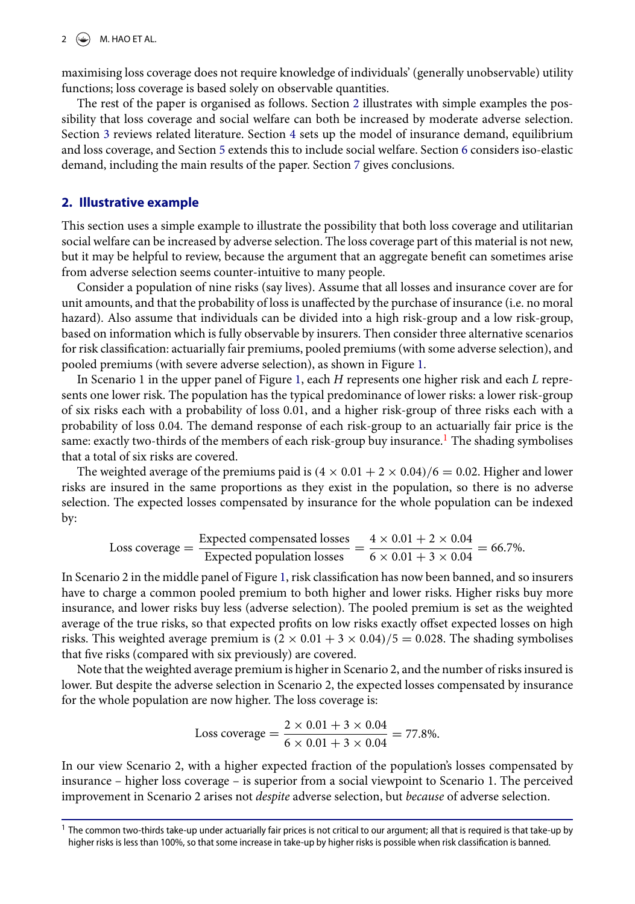maximising loss coverage does not require knowledge of individuals' (generally unobservable) utility functions; loss coverage is based solely on observable quantities.

The rest of the paper is organised as follows. Section 2 illustrates with simple examples the possibility that loss coverage and social welfare can both be increased by moderate adverse selection. Section 3 reviews related literature. Section 4 sets up the model of insurance demand, equilibrium and loss coverage, and Section 5 extends this to include social welfare. Section 6 considers iso-elastic demand, including the main results of the paper. Section 7 gives conclusions.

## 2. Illustrative example

This section uses a simple example to illustrate the possibility that both loss coverage and utilitarian social welfare can be increased by adverse selection. The loss coverage part of this material is not new, but it may be helpful to review, because the argument that an aggregate benefit can sometimes arise from adverse selection seems counter-intuitive to many people.

Consider a population of nine risks (say lives). Assume that all losses and insurance cover are for unit amounts, and that the probability of loss is unaffected by the purchase of insurance (i.e. no moral hazard). Also assume that individuals can be divided into a high risk-group and a low risk-group, based on information which is fully observable by insurers. Then consider three alternative scenarios for risk classification: actuarially fair premiums, pooled premiums (with some adverse selection), and pooled premiums (with severe adverse selection), as shown in Figure 1.

In Scenario 1 in the upper panel of Figure 1, each $H$ represents one higher risk and each $L$ represents one lower risk. The population has the typical predominance of lower risks: a lower risk-group of six risks each with a probability of loss 0.01, and a higher risk-group of three risks each with a probability of loss 0.04. The demand response of each risk-group to an actuarially fair price is the same: exactly two-thirds of the members of each risk-group buy insurance.[1] The shading symbolises that a total of six risks are covered.

The weighted average of the premiums paid is $(4 \times 0.01 + 2 \times 0.04)/6 = 0.02$. Higher and lower risks are insured in the same proportions as they exist in the population, so there is no adverse selection. The expected losses compensated by insurance for the whole population can be indexed by:

$$\text{Loss coverage} = \frac{\text{Expected compensated losses}}{\text{Expected population losses}} = \frac{4 \times 0.01 + 2 \times 0.04}{6 \times 0.01 + 3 \times 0.04} = 66.7\%.$$

In Scenario 2 in the middle panel of Figure 1, risk classification has now been banned, and so insurers have to charge a common pooled premium to both higher and lower risks. Higher risks buy more insurance, and lower risks buy less (adverse selection). The pooled premium is set as the weighted average of the true risks, so that expected profits on low risks exactly offset expected losses on high risks. This weighted average premium is $(2 \times 0.01 + 3 \times 0.04)/5 = 0.028$. The shading symbolises that five risks (compared with six previously) are covered.

Note that the weighted average premium is higher in Scenario 2, and the number of risks insured is lower. But despite the adverse selection in Scenario 2, the expected losses compensated by insurance for the whole population are now higher. The loss coverage is:

$$\text{Loss coverage} = \frac{2 \times 0.01 + 3 \times 0.04}{6 \times 0.01 + 3 \times 0.04} = 77.8\%.$$

In our view Scenario 2, with a higher expected fraction of the population's losses compensated by insurance – higher loss coverage – is superior from a social viewpoint to Scenario 1. The perceived improvement in Scenario 2 arises not *despite* adverse selection, but *because* of adverse selection.

[1] The common two-thirds take-up under actuarially fair prices is not critical to our argument; all that is required is that take-up by higher risks is less than 100%, so that some increase in take-up by higher risks is possible when risk classification is banned.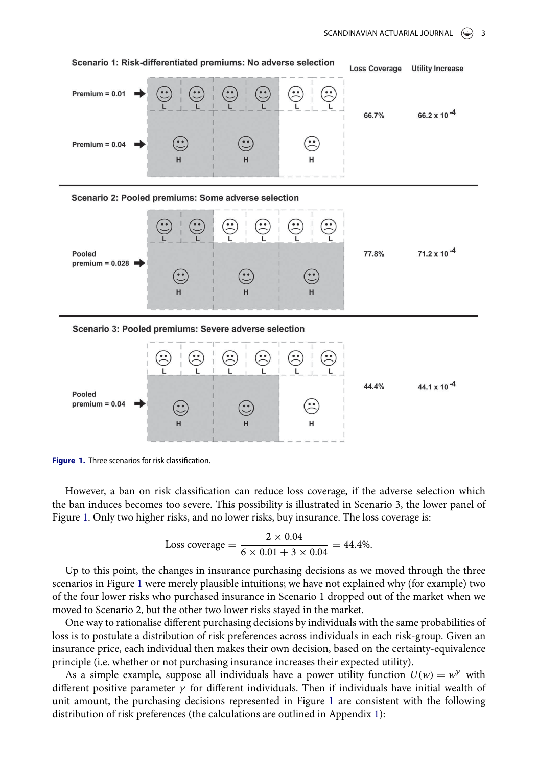**Scenario 1: Risk-differentiated premiums: No adverse selection**

Premium = 0.01 (L L L L L L); Premium = 0.04 (H H H)

| | Loss Coverage | Utility Increase |
|---|---|---|
| Scenario 1: Risk-differentiated premiums: No adverse selection (Premium = 0.01; Premium = 0.04) | 66.7% | $66.2 \times 10^{-4}$ |
| Scenario 2: Pooled premiums: Some adverse selection (Pooled premium = 0.028) | 77.8% | $71.2 \times 10^{-4}$ |
| Scenario 3: Pooled premiums: Severe adverse selection (Pooled premium = 0.04) | 44.4% | $44.1 \times 10^{-4}$ |

**Figure 1.** Three scenarios for risk classification.

However, a ban on risk classification can reduce loss coverage, if the adverse selection which the ban induces becomes too severe. This possibility is illustrated in Scenario 3, the lower panel of Figure 1. Only two higher risks, and no lower risks, buy insurance. The loss coverage is:

$$\text{Loss coverage} = \frac{2 \times 0.04}{6 \times 0.01 + 3 \times 0.04} = 44.4\%.$$

Up to this point, the changes in insurance purchasing decisions as we moved through the three scenarios in Figure 1 were merely plausible intuitions; we have not explained why (for example) two of the four lower risks who purchased insurance in Scenario 1 dropped out of the market when we moved to Scenario 2, but the other two lower risks stayed in the market.

One way to rationalise different purchasing decisions by individuals with the same probabilities of loss is to postulate a distribution of risk preferences across individuals in each risk-group. Given an insurance price, each individual then makes their own decision, based on the certainty-equivalence principle (i.e. whether or not purchasing insurance increases their expected utility).

As a simple example, suppose all individuals have a power utility function $U(w) = w^{\gamma}$ with different positive parameter $\gamma$ for different individuals. Then if individuals have initial wealth of unit amount, the purchasing decisions represented in Figure 1 are consistent with the following distribution of risk preferences (the calculations are outlined in Appendix 1):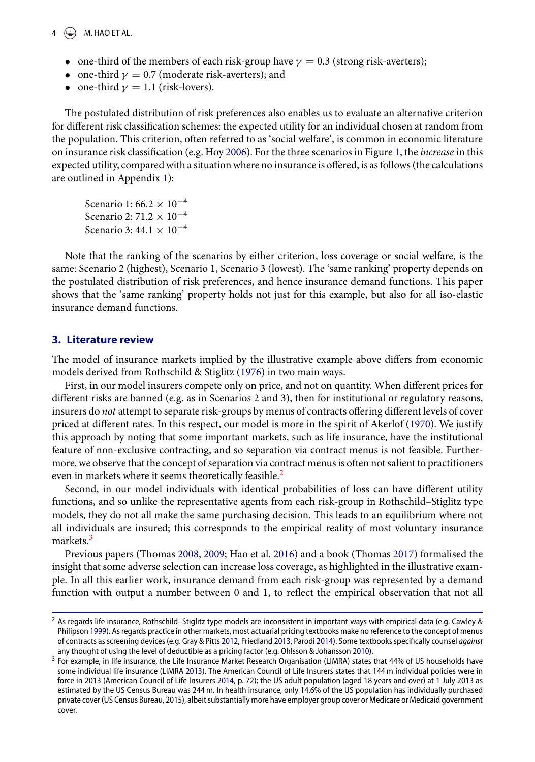- one-third of the members of each risk-group have $\gamma = 0.3$ (strong risk-averters);
- one-third $\gamma = 0.7$ (moderate risk-averters); and
- one-third $\gamma = 1.1$ (risk-lovers).

The postulated distribution of risk preferences also enables us to evaluate an alternative criterion for different risk classification schemes: the expected utility for an individual chosen at random from the population. This criterion, often referred to as 'social welfare', is common in economic literature on insurance risk classification (e.g. Hoy 2006). For the three scenarios in Figure 1, the *increase* in this expected utility, compared with a situation where no insurance is offered, is as follows (the calculations are outlined in Appendix 1):

Scenario 1: $66.2 \times 10^{-4}$
Scenario 2: $71.2 \times 10^{-4}$
Scenario 3: $44.1 \times 10^{-4}$

Note that the ranking of the scenarios by either criterion, loss coverage or social welfare, is the same: Scenario 2 (highest), Scenario 1, Scenario 3 (lowest). The 'same ranking' property depends on the postulated distribution of risk preferences, and hence insurance demand functions. This paper shows that the 'same ranking' property holds not just for this example, but also for all iso-elastic insurance demand functions.

## 3. Literature review

The model of insurance markets implied by the illustrative example above differs from economic models derived from Rothschild & Stiglitz (1976) in two main ways.

First, in our model insurers compete only on price, and not on quantity. When different prices for different risks are banned (e.g. as in Scenarios 2 and 3), then for institutional or regulatory reasons, insurers do *not* attempt to separate risk-groups by menus of contracts offering different levels of cover priced at different rates. In this respect, our model is more in the spirit of Akerlof (1970). We justify this approach by noting that some important markets, such as life insurance, have the institutional feature of non-exclusive contracting, and so separation via contract menus is not feasible. Furthermore, we observe that the concept of separation via contract menus is often not salient to practitioners even in markets where it seems theoretically feasible.[2]

Second, in our model individuals with identical probabilities of loss can have different utility functions, and so unlike the representative agents from each risk-group in Rothschild–Stiglitz type models, they do not all make the same purchasing decision. This leads to an equilibrium where not all individuals are insured; this corresponds to the empirical reality of most voluntary insurance markets.[3]

Previous papers (Thomas 2008, 2009; Hao et al. 2016) and a book (Thomas 2017) formalised the insight that some adverse selection can increase loss coverage, as highlighted in the illustrative example. In all this earlier work, insurance demand from each risk-group was represented by a demand function with output a number between 0 and 1, to reflect the empirical observation that not all

---

[2] As regards life insurance, Rothschild–Stiglitz type models are inconsistent in important ways with empirical data (e.g. Cawley & Philipson 1999). As regards practice in other markets, most actuarial pricing textbooks make no reference to the concept of menus of contracts as screening devices (e.g. Gray & Pitts 2012, Friedland 2013, Parodi 2014). Some textbooks specifically counsel *against* any thought of using the level of deductible as a pricing factor (e.g. Ohlsson & Johansson 2010).

[3] For example, in life insurance, the Life Insurance Market Research Organisation (LIMRA) states that 44% of US households have some individual life insurance (LIMRA 2013). The American Council of Life Insurers states that 144 m individual policies were in force in 2013 (American Council of Life Insurers 2014, p. 72); the US adult population (aged 18 years and over) at 1 July 2013 as estimated by the US Census Bureau was 244 m. In health insurance, only 14.6% of the US population has individually purchased private cover (US Census Bureau, 2015), albeit substantially more have employer group cover or Medicare or Medicaid government cover.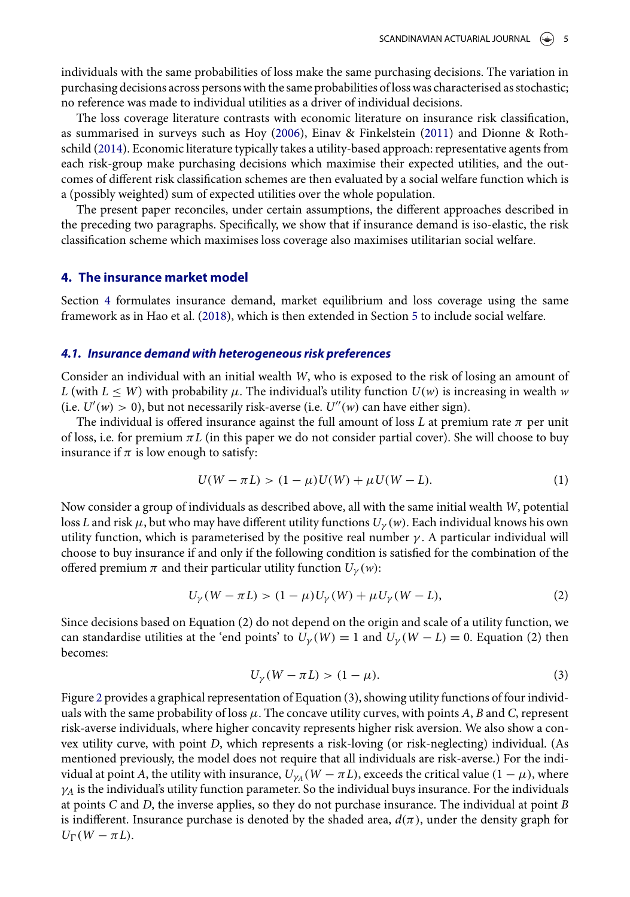individuals with the same probabilities of loss make the same purchasing decisions. The variation in purchasing decisions across persons with the same probabilities of loss was characterised as stochastic; no reference was made to individual utilities as a driver of individual decisions.

The loss coverage literature contrasts with economic literature on insurance risk classification, as summarised in surveys such as Hoy (2006), Einav & Finkelstein (2011) and Dionne & Rothschild (2014). Economic literature typically takes a utility-based approach: representative agents from each risk-group make purchasing decisions which maximise their expected utilities, and the outcomes of different risk classification schemes are then evaluated by a social welfare function which is a (possibly weighted) sum of expected utilities over the whole population.

The present paper reconciles, under certain assumptions, the different approaches described in the preceding two paragraphs. Specifically, we show that if insurance demand is iso-elastic, the risk classification scheme which maximises loss coverage also maximises utilitarian social welfare.

## 4. The insurance market model

Section 4 formulates insurance demand, market equilibrium and loss coverage using the same framework as in Hao et al. (2018), which is then extended in Section 5 to include social welfare.

### 4.1. Insurance demand with heterogeneous risk preferences

Consider an individual with an initial wealth $W$, who is exposed to the risk of losing an amount of $L$ (with $L \leq W$) with probability $\mu$. The individual's utility function $U(w)$ is increasing in wealth $w$ (i.e. $U'(w) > 0$), but not necessarily risk-averse (i.e. $U''(w)$ can have either sign).

The individual is offered insurance against the full amount of loss $L$ at premium rate $\pi$ per unit of loss, i.e. for premium $\pi L$ (in this paper we do not consider partial cover). She will choose to buy insurance if $\pi$ is low enough to satisfy:

$$U(W - \pi L) > (1 - \mu)U(W) + \mu U(W - L). \tag{1}$$

Now consider a group of individuals as described above, all with the same initial wealth $W$, potential loss $L$ and risk $\mu$, but who may have different utility functions $U_\gamma(w)$. Each individual knows his own utility function, which is parameterised by the positive real number $\gamma$. A particular individual will choose to buy insurance if and only if the following condition is satisfied for the combination of the offered premium $\pi$ and their particular utility function $U_\gamma(w)$:

$$U_\gamma(W - \pi L) > (1 - \mu)U_\gamma(W) + \mu U_\gamma(W - L), \tag{2}$$

Since decisions based on Equation (2) do not depend on the origin and scale of a utility function, we can standardise utilities at the 'end points' to $U_\gamma(W) = 1$ and $U_\gamma(W - L) = 0$. Equation (2) then becomes:

$$U_\gamma(W - \pi L) > (1 - \mu). \tag{3}$$

Figure 2 provides a graphical representation of Equation (3), showing utility functions of four individuals with the same probability of loss $\mu$. The concave utility curves, with points $A$, $B$ and $C$, represent risk-averse individuals, where higher concavity represents higher risk aversion. We also show a convex utility curve, with point $D$, which represents a risk-loving (or risk-neglecting) individual. (As mentioned previously, the model does not require that all individuals are risk-averse.) For the individual at point $A$, the utility with insurance, $U_{\gamma_A}(W - \pi L)$, exceeds the critical value $(1 - \mu)$, where $\gamma_A$ is the individual's utility function parameter. So the individual buys insurance. For the individuals at points $C$ and $D$, the inverse applies, so they do not purchase insurance. The individual at point $B$ is indifferent. Insurance purchase is denoted by the shaded area, $d(\pi)$, under the density graph for $U_\Gamma(W - \pi L)$.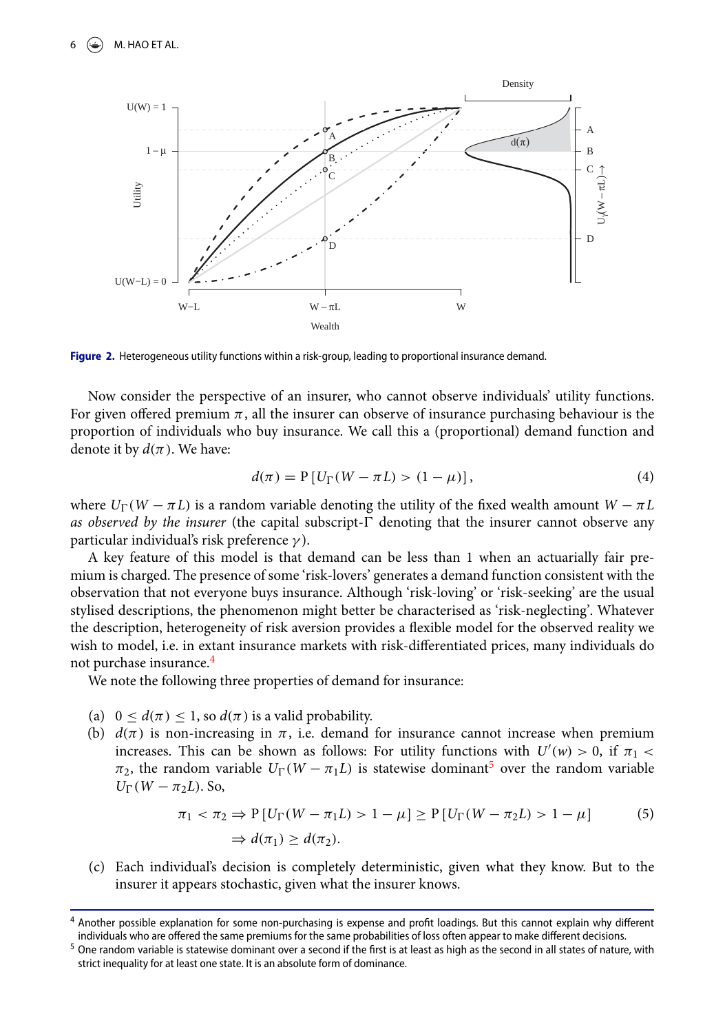**Figure 2.** Heterogeneous utility functions within a risk-group, leading to proportional insurance demand.

Now consider the perspective of an insurer, who cannot observe individuals' utility functions. For given offered premium $\pi$, all the insurer can observe of insurance purchasing behaviour is the proportion of individuals who buy insurance. We call this a (proportional) demand function and denote it by $d(\pi)$. We have:

$$d(\pi) = \mathrm{P}\left[U_{\Gamma}(W - \pi L) > (1 - \mu)\right], \tag{4}$$

where $U_{\Gamma}(W - \pi L)$ is a random variable denoting the utility of the fixed wealth amount $W - \pi L$ *as observed by the insurer* (the capital subscript-$\Gamma$ denoting that the insurer cannot observe any particular individual's risk preference $\gamma$).

A key feature of this model is that demand can be less than 1 when an actuarially fair premium is charged. The presence of some 'risk-lovers' generates a demand function consistent with the observation that not everyone buys insurance. Although 'risk-loving' or 'risk-seeking' are the usual stylised descriptions, the phenomenon might better be characterised as 'risk-neglecting'. Whatever the description, heterogeneity of risk aversion provides a flexible model for the observed reality we wish to model, i.e. in extant insurance markets with risk-differentiated prices, many individuals do not purchase insurance.[4]

We note the following three properties of demand for insurance:

(a) $0 \leq d(\pi) \leq 1$, so $d(\pi)$ is a valid probability.

(b) $d(\pi)$ is non-increasing in $\pi$, i.e. demand for insurance cannot increase when premium increases. This can be shown as follows: For utility functions with $U'(w) > 0$, if $\pi_1 < \pi_2$, the random variable $U_{\Gamma}(W - \pi_1 L)$ is statewise dominant[5] over the random variable $U_{\Gamma}(W - \pi_2 L)$. So,

$$\begin{aligned}
\pi_1 < \pi_2 &\Rightarrow \mathrm{P}\left[U_{\Gamma}(W - \pi_1 L) > 1 - \mu\right] \geq \mathrm{P}\left[U_{\Gamma}(W - \pi_2 L) > 1 - \mu\right] \\
&\Rightarrow d(\pi_1) \geq d(\pi_2).
\end{aligned} \tag{5}$$

(c) Each individual's decision is completely deterministic, given what they know. But to the insurer it appears stochastic, given what the insurer knows.

---

[4] Another possible explanation for some non-purchasing is expense and profit loadings. But this cannot explain why different individuals who are offered the same premiums for the same probabilities of loss often appear to make different decisions.

[5] One random variable is statewise dominant over a second if the first is at least as high as the second in all states of nature, with strict inequality for at least one state. It is an absolute form of dominance.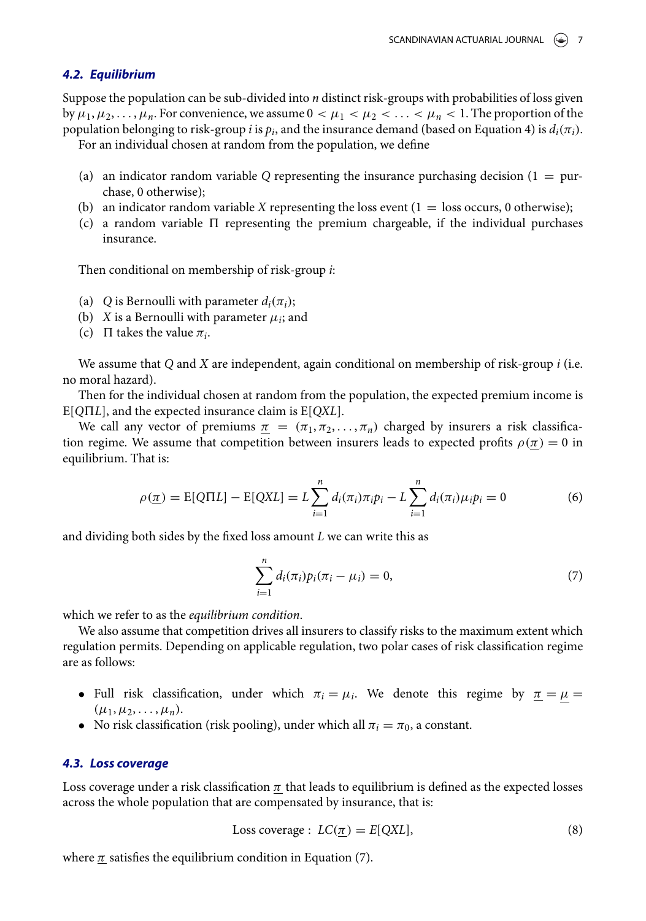### 4.2. Equilibrium

Suppose the population can be sub-divided into $n$ distinct risk-groups with probabilities of loss given by $\mu_1, \mu_2, \ldots, \mu_n$. For convenience, we assume $0 < \mu_1 < \mu_2 < \ldots < \mu_n < 1$. The proportion of the population belonging to risk-group $i$ is $p_i$, and the insurance demand (based on Equation 4) is $d_i(\pi_i)$.

For an individual chosen at random from the population, we define

(a) an indicator random variable $Q$ representing the insurance purchasing decision ($1 =$ purchase, 0 otherwise);
(b) an indicator random variable $X$ representing the loss event ($1 =$ loss occurs, 0 otherwise);
(c) a random variable $\Pi$ representing the premium chargeable, if the individual purchases insurance.

Then conditional on membership of risk-group $i$:

(a) $Q$ is Bernoulli with parameter $d_i(\pi_i)$;
(b) $X$ is a Bernoulli with parameter $\mu_i$; and
(c) $\Pi$ takes the value $\pi_i$.

We assume that $Q$ and $X$ are independent, again conditional on membership of risk-group $i$ (i.e. no moral hazard).

Then for the individual chosen at random from the population, the expected premium income is $\mathrm{E}[Q\Pi L]$, and the expected insurance claim is $\mathrm{E}[QXL]$.

We call any vector of premiums $\underline{\pi} = (\pi_1, \pi_2, \ldots, \pi_n)$ charged by insurers a risk classification regime. We assume that competition between insurers leads to expected profits $\rho(\underline{\pi}) = 0$ in equilibrium. That is:

$$\rho(\underline{\pi}) = \mathrm{E}[Q\Pi L] - \mathrm{E}[QXL] = L\sum_{i=1}^{n} d_i(\pi_i)\pi_i p_i - L\sum_{i=1}^{n} d_i(\pi_i)\mu_i p_i = 0 \tag{6}$$

and dividing both sides by the fixed loss amount $L$ we can write this as

$$\sum_{i=1}^{n} d_i(\pi_i) p_i(\pi_i - \mu_i) = 0, \tag{7}$$

which we refer to as the *equilibrium condition*.

We also assume that competition drives all insurers to classify risks to the maximum extent which regulation permits. Depending on applicable regulation, two polar cases of risk classification regime are as follows:

- Full risk classification, under which $\pi_i = \mu_i$. We denote this regime by $\underline{\pi} = \underline{\mu} = (\mu_1, \mu_2, \ldots, \mu_n)$.
- No risk classification (risk pooling), under which all $\pi_i = \pi_0$, a constant.

### 4.3. Loss coverage

Loss coverage under a risk classification $\underline{\pi}$ that leads to equilibrium is defined as the expected losses across the whole population that are compensated by insurance, that is:

$$\text{Loss coverage}: \ LC(\underline{\pi}) = E[QXL], \tag{8}$$

where $\underline{\pi}$ satisfies the equilibrium condition in Equation (7).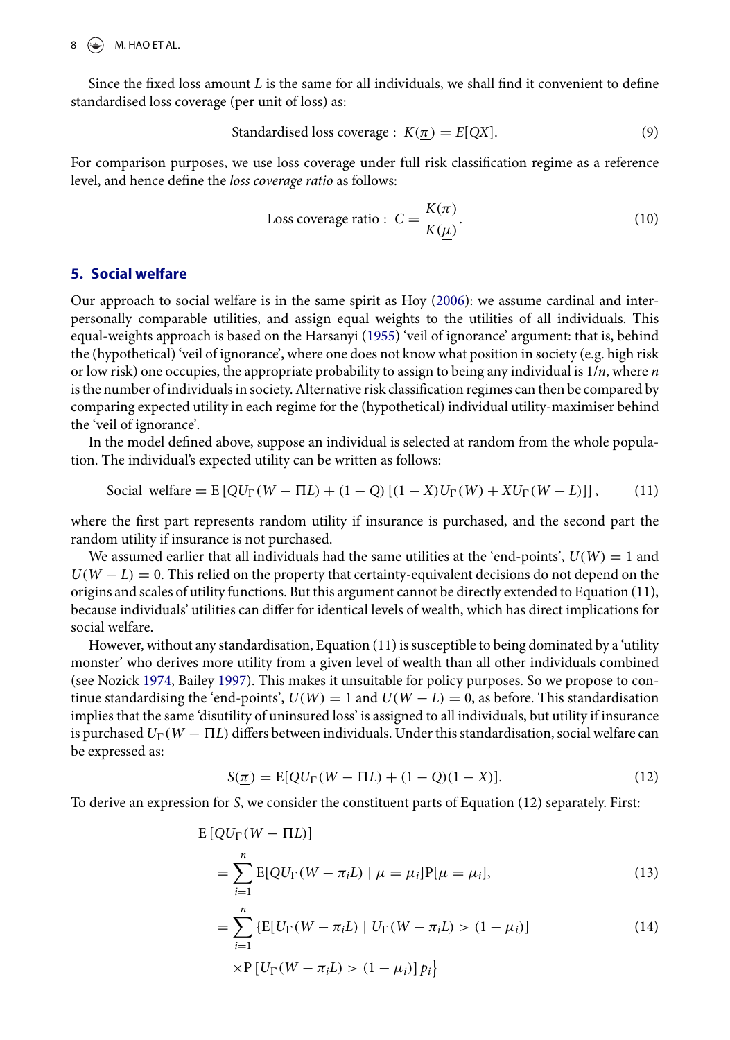Since the fixed loss amount $L$ is the same for all individuals, we shall find it convenient to define standardised loss coverage (per unit of loss) as:

$$\text{Standardised loss coverage}: \; K(\underline{\pi}) = E[QX]. \tag{9}$$

For comparison purposes, we use loss coverage under full risk classification regime as a reference level, and hence define the *loss coverage ratio* as follows:

$$\text{Loss coverage ratio}: \; C = \frac{K(\underline{\pi})}{K(\underline{\mu})}. \tag{10}$$

## 5. Social welfare

Our approach to social welfare is in the same spirit as Hoy (2006): we assume cardinal and interpersonally comparable utilities, and assign equal weights to the utilities of all individuals. This equal-weights approach is based on the Harsanyi (1955) 'veil of ignorance' argument: that is, behind the (hypothetical) 'veil of ignorance', where one does not know what position in society (e.g. high risk or low risk) one occupies, the appropriate probability to assign to being any individual is $1/n$, where $n$ is the number of individuals in society. Alternative risk classification regimes can then be compared by comparing expected utility in each regime for the (hypothetical) individual utility-maximiser behind the 'veil of ignorance'.

In the model defined above, suppose an individual is selected at random from the whole population. The individual's expected utility can be written as follows:

$$\text{Social welfare} = \mathrm{E}\left[QU_\Gamma(W - \Pi L) + (1 - Q)\left[(1 - X)U_\Gamma(W) + XU_\Gamma(W - L)\right]\right], \tag{11}$$

where the first part represents random utility if insurance is purchased, and the second part the random utility if insurance is not purchased.

We assumed earlier that all individuals had the same utilities at the 'end-points', $U(W) = 1$ and $U(W - L) = 0$. This relied on the property that certainty-equivalent decisions do not depend on the origins and scales of utility functions. But this argument cannot be directly extended to Equation (11), because individuals' utilities can differ for identical levels of wealth, which has direct implications for social welfare.

However, without any standardisation, Equation (11) is susceptible to being dominated by a 'utility monster' who derives more utility from a given level of wealth than all other individuals combined (see Nozick 1974, Bailey 1997). This makes it unsuitable for policy purposes. So we propose to continue standardising the 'end-points', $U(W) = 1$ and $U(W - L) = 0$, as before. This standardisation implies that the same 'disutility of uninsured loss' is assigned to all individuals, but utility if insurance is purchased $U_\Gamma(W - \Pi L)$ differs between individuals. Under this standardisation, social welfare can be expressed as:

$$S(\underline{\pi}) = \mathrm{E}[QU_\Gamma(W - \Pi L) + (1 - Q)(1 - X)]. \tag{12}$$

To derive an expression for $S$, we consider the constituent parts of Equation (12) separately. First:

$$\begin{aligned}
&\mathrm{E}\left[QU_\Gamma(W - \Pi L)\right] \\
&= \sum_{i=1}^{n} \mathrm{E}[QU_\Gamma(W - \pi_i L) \mid \mu = \mu_i]\mathrm{P}[\mu = \mu_i], &(13)\\
&= \sum_{i=1}^{n} \Big\{\mathrm{E}[U_\Gamma(W - \pi_i L) \mid U_\Gamma(W - \pi_i L) > (1 - \mu_i)] &(14)\\
&\quad \times \mathrm{P}\left[U_\Gamma(W - \pi_i L) > (1 - \mu_i)\right] p_i\Big\}
\end{aligned}$$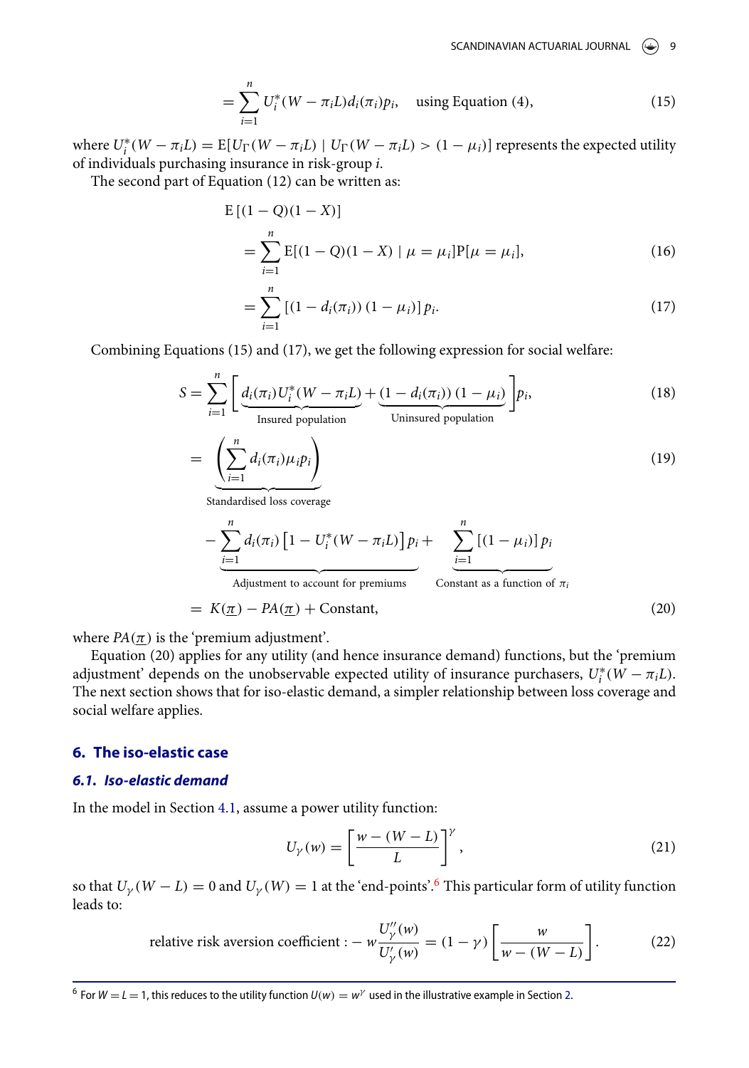$$= \sum_{i=1}^{n} U_i^*(W - \pi_i L) d_i(\pi_i) p_i, \quad \text{using Equation (4)}, \tag{15}$$

where $U_i^*(W - \pi_i L) = \mathrm{E}[U_\Gamma(W - \pi_i L) \mid U_\Gamma(W - \pi_i L) > (1 - \mu_i)]$ represents the expected utility of individuals purchasing insurance in risk-group $i$.

The second part of Equation (12) can be written as:

$$\mathrm{E}\left[(1 - Q)(1 - X)\right]$$

$$= \sum_{i=1}^{n} \mathrm{E}[(1 - Q)(1 - X) \mid \mu = \mu_i] \mathrm{P}[\mu = \mu_i], \tag{16}$$

$$= \sum_{i=1}^{n} \left[(1 - d_i(\pi_i))\,(1 - \mu_i)\right] p_i. \tag{17}$$

Combining Equations (15) and (17), we get the following expression for social welfare:

$$S = \sum_{i=1}^{n} \Bigg[ \underbrace{d_i(\pi_i) U_i^*(W - \pi_i L)}_{\text{Insured population}} + \underbrace{(1 - d_i(\pi_i))\,(1 - \mu_i)}_{\text{Uninsured population}} \Bigg] p_i, \tag{18}$$

$$= \underbrace{\left( \sum_{i=1}^{n} d_i(\pi_i) \mu_i p_i \right)}_{\text{Standardised loss coverage}} \tag{19}$$

$$- \underbrace{\sum_{i=1}^{n} d_i(\pi_i) \left[1 - U_i^*(W - \pi_i L)\right] p_i}_{\text{Adjustment to account for premiums}} + \underbrace{\sum_{i=1}^{n} \left[(1 - \mu_i)\right] p_i}_{\text{Constant as a function of } \pi_i}$$

$$= K(\underline{\pi}) - PA(\underline{\pi}) + \text{Constant}, \tag{20}$$

where $PA(\underline{\pi})$ is the 'premium adjustment'.

Equation (20) applies for any utility (and hence insurance demand) functions, but the 'premium adjustment' depends on the unobservable expected utility of insurance purchasers, $U_i^*(W - \pi_i L)$. The next section shows that for iso-elastic demand, a simpler relationship between loss coverage and social welfare applies.

## 6. The iso-elastic case

### 6.1. Iso-elastic demand

In the model in Section 4.1, assume a power utility function:

$$U_\gamma(w) = \left[ \frac{w - (W - L)}{L} \right]^\gamma, \tag{21}$$

so that $U_\gamma(W - L) = 0$ and $U_\gamma(W) = 1$ at the 'end-points'.[6] This particular form of utility function leads to:

$$\text{relative risk aversion coefficient} : -w \frac{U''_\gamma(w)}{U'_\gamma(w)} = (1 - \gamma) \left[ \frac{w}{w - (W - L)} \right]. \tag{22}$$

[6] For $W = L = 1$, this reduces to the utility function $U(w) = w^\gamma$ used in the illustrative example in Section 2.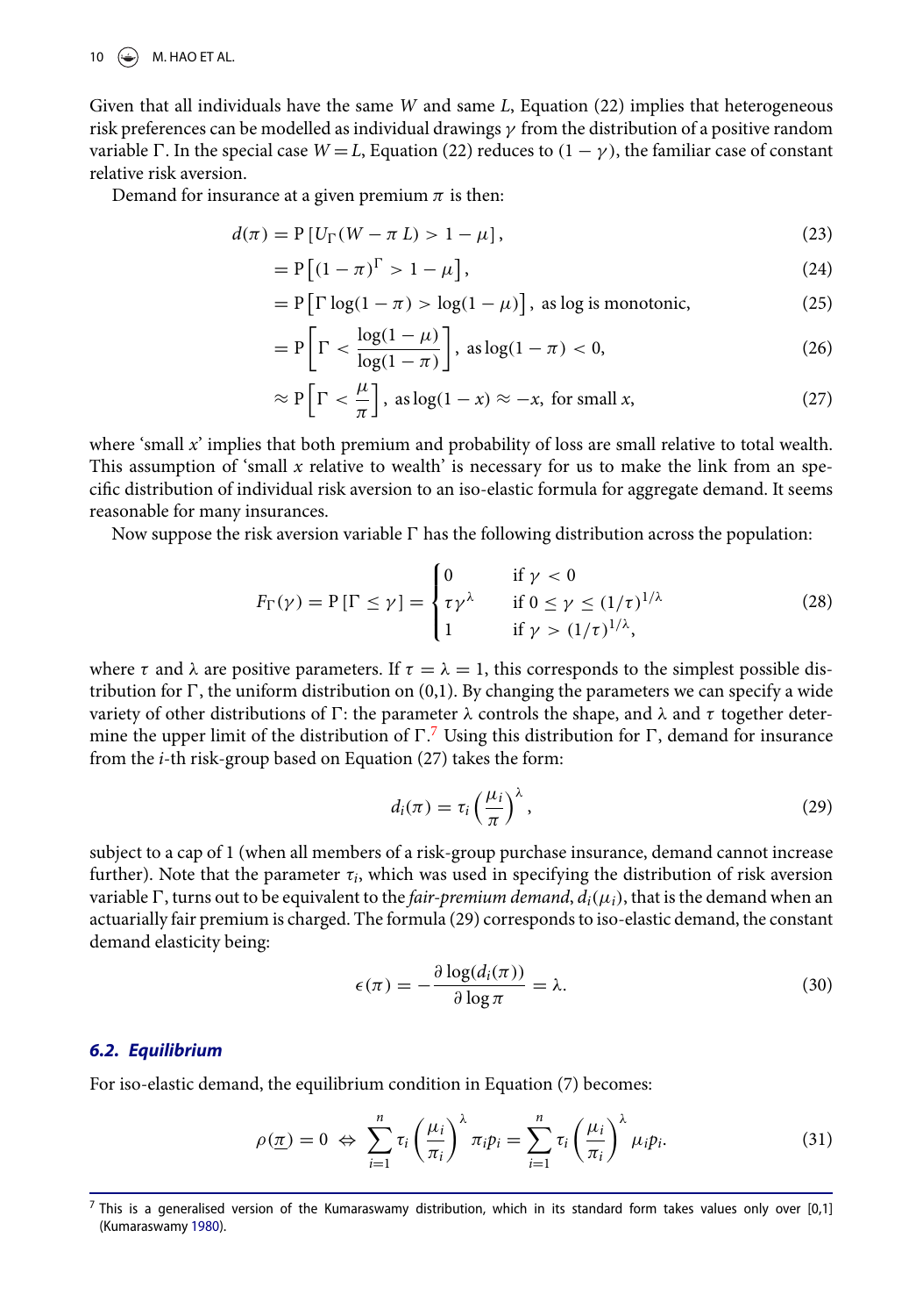Given that all individuals have the same $W$ and same $L$, Equation (22) implies that heterogeneous risk preferences can be modelled as individual drawings $\gamma$ from the distribution of a positive random variable $\Gamma$. In the special case $W = L$, Equation (22) reduces to $(1 - \gamma)$, the familiar case of constant relative risk aversion.

Demand for insurance at a given premium $\pi$ is then:

$$d(\pi) = \mathrm{P}\left[U_\Gamma(W - \pi\, L) > 1 - \mu\right], \tag{23}$$

$$= \mathrm{P}\left[(1-\pi)^\Gamma > 1 - \mu\right], \tag{24}$$

$$= \mathrm{P}\left[\Gamma \log(1-\pi) > \log(1-\mu)\right], \text{ as log is monotonic,} \tag{25}$$

$$= \mathrm{P}\left[\Gamma < \frac{\log(1-\mu)}{\log(1-\pi)}\right], \text{ as} \log(1-\pi) < 0, \tag{26}$$

$$\approx \mathrm{P}\left[\Gamma < \frac{\mu}{\pi}\right], \text{ as} \log(1-x) \approx -x, \text{ for small } x, \tag{27}$$

where 'small $x$' implies that both premium and probability of loss are small relative to total wealth. This assumption of 'small $x$ relative to wealth' is necessary for us to make the link from an specific distribution of individual risk aversion to an iso-elastic formula for aggregate demand. It seems reasonable for many insurances.

Now suppose the risk aversion variable $\Gamma$ has the following distribution across the population:

$$F_\Gamma(\gamma) = \mathrm{P}\left[\Gamma \leq \gamma\right] = \begin{cases} 0 & \text{if } \gamma < 0 \\ \tau\gamma^\lambda & \text{if } 0 \leq \gamma \leq (1/\tau)^{1/\lambda} \\ 1 & \text{if } \gamma > (1/\tau)^{1/\lambda}, \end{cases} \tag{28}$$

where $\tau$ and $\lambda$ are positive parameters. If $\tau = \lambda = 1$, this corresponds to the simplest possible distribution for $\Gamma$, the uniform distribution on (0,1). By changing the parameters we can specify a wide variety of other distributions of $\Gamma$: the parameter $\lambda$ controls the shape, and $\lambda$ and $\tau$ together determine the upper limit of the distribution of $\Gamma$.[7] Using this distribution for $\Gamma$, demand for insurance from the $i$-th risk-group based on Equation (27) takes the form:

$$d_i(\pi) = \tau_i \left(\frac{\mu_i}{\pi}\right)^\lambda, \tag{29}$$

subject to a cap of 1 (when all members of a risk-group purchase insurance, demand cannot increase further). Note that the parameter $\tau_i$, which was used in specifying the distribution of risk aversion variable $\Gamma$, turns out to be equivalent to the *fair-premium demand*, $d_i(\mu_i)$, that is the demand when an actuarially fair premium is charged. The formula (29) corresponds to iso-elastic demand, the constant demand elasticity being:

$$\epsilon(\pi) = -\frac{\partial \log(d_i(\pi))}{\partial \log \pi} = \lambda. \tag{30}$$

### 6.2. Equilibrium

For iso-elastic demand, the equilibrium condition in Equation (7) becomes:

$$\rho(\underline{\pi}) = 0 \;\Leftrightarrow\; \sum_{i=1}^{n} \tau_i \left(\frac{\mu_i}{\pi_i}\right)^\lambda \pi_i p_i = \sum_{i=1}^{n} \tau_i \left(\frac{\mu_i}{\pi_i}\right)^\lambda \mu_i p_i. \tag{31}$$

[7] This is a generalised version of the Kumaraswamy distribution, which in its standard form takes values only over [0,1] (Kumaraswamy 1980).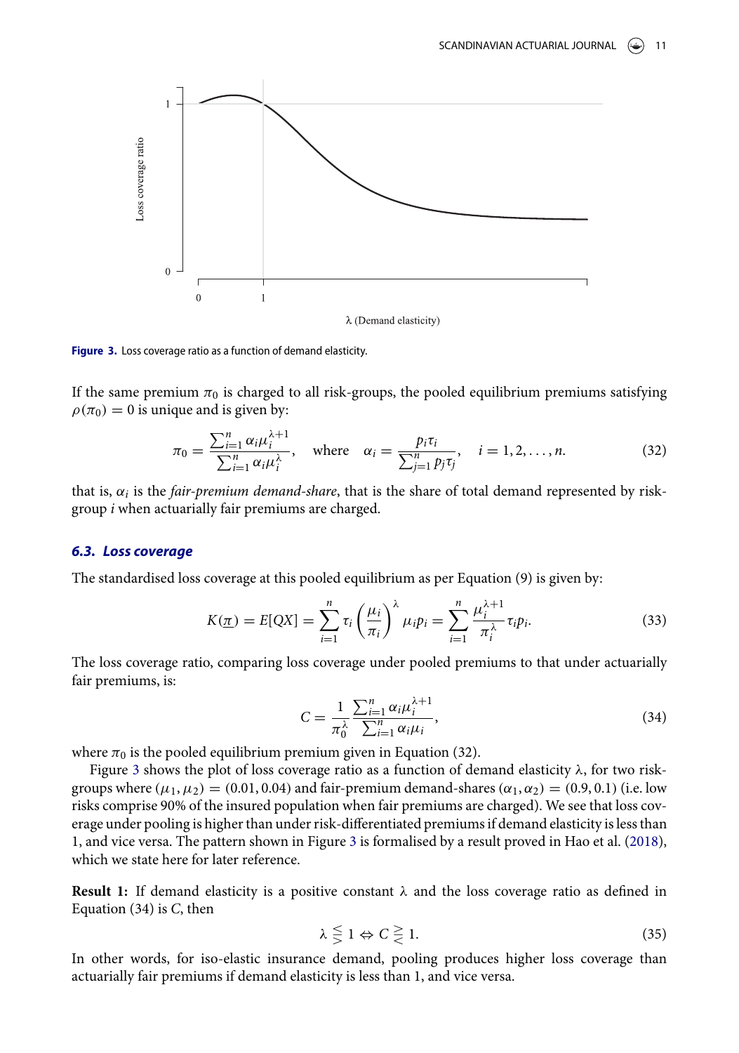Figure 3. Loss coverage ratio as a function of demand elasticity.

If the same premium $\pi_0$ is charged to all risk-groups, the pooled equilibrium premiums satisfying $\rho(\pi_0) = 0$ is unique and is given by:

$$\pi_0 = \frac{\sum_{i=1}^{n} \alpha_i \mu_i^{\lambda+1}}{\sum_{i=1}^{n} \alpha_i \mu_i^{\lambda}}, \quad \text{where} \quad \alpha_i = \frac{p_i \tau_i}{\sum_{j=1}^{n} p_j \tau_j}, \quad i = 1, 2, \ldots, n. \tag{32}$$

that is, $\alpha_i$ is the *fair-premium demand-share*, that is the share of total demand represented by risk-group $i$ when actuarially fair premiums are charged.

### 6.3. Loss coverage

The standardised loss coverage at this pooled equilibrium as per Equation (9) is given by:

$$K(\underline{\pi}) = E[QX] = \sum_{i=1}^{n} \tau_i \left(\frac{\mu_i}{\pi_i}\right)^{\lambda} \mu_i p_i = \sum_{i=1}^{n} \frac{\mu_i^{\lambda+1}}{\pi_i^{\lambda}} \tau_i p_i. \tag{33}$$

The loss coverage ratio, comparing loss coverage under pooled premiums to that under actuarially fair premiums, is:

$$C = \frac{1}{\pi_0^{\lambda}} \frac{\sum_{i=1}^{n} \alpha_i \mu_i^{\lambda+1}}{\sum_{i=1}^{n} \alpha_i \mu_i}, \tag{34}$$

where $\pi_0$ is the pooled equilibrium premium given in Equation (32).

Figure 3 shows the plot of loss coverage ratio as a function of demand elasticity $\lambda$, for two risk-groups where $(\mu_1, \mu_2) = (0.01, 0.04)$ and fair-premium demand-shares $(\alpha_1, \alpha_2) = (0.9, 0.1)$ (i.e. low risks comprise 90% of the insured population when fair premiums are charged). We see that loss coverage under pooling is higher than under risk-differentiated premiums if demand elasticity is less than 1, and vice versa. The pattern shown in Figure 3 is formalised by a result proved in Hao et al. (2018), which we state here for later reference.

**Result 1:** If demand elasticity is a positive constant $\lambda$ and the loss coverage ratio as defined in Equation (34) is $C$, then

$$\lambda \lesseqgtr 1 \Leftrightarrow C \gtreqless 1. \tag{35}$$

In other words, for iso-elastic insurance demand, pooling produces higher loss coverage than actuarially fair premiums if demand elasticity is less than 1, and vice versa.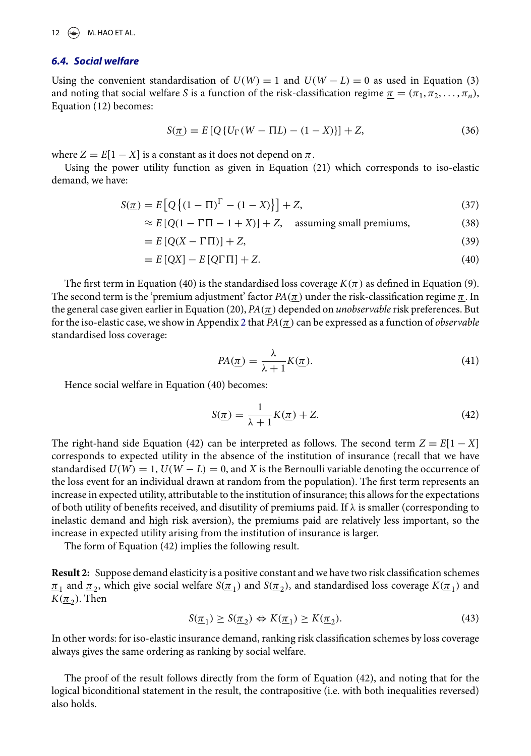### 6.4. Social welfare

Using the convenient standardisation of $U(W) = 1$ and $U(W - L) = 0$ as used in Equation (3) and noting that social welfare $S$ is a function of the risk-classification regime $\underline{\pi} = (\pi_1, \pi_2, \ldots, \pi_n)$, Equation (12) becomes:

$$S(\underline{\pi}) = E\left[Q\left\{U_\Gamma(W - \Pi L) - (1 - X)\right\}\right] + Z, \tag{36}$$

where $Z = E[1 - X]$ is a constant as it does not depend on $\underline{\pi}$.

Using the power utility function as given in Equation (21) which corresponds to iso-elastic demand, we have:

$$S(\underline{\pi}) = E\left[Q\left\{(1 - \Pi)^\Gamma - (1 - X)\right\}\right] + Z, \tag{37}$$

$$\approx E\left[Q(1 - \Gamma\Pi - 1 + X)\right] + Z, \quad \text{assuming small premiums,} \tag{38}$$

$$= E\left[Q(X - \Gamma\Pi)\right] + Z, \tag{39}$$

$$= E\left[QX\right] - E\left[Q\Gamma\Pi\right] + Z. \tag{40}$$

The first term in Equation (40) is the standardised loss coverage $K(\underline{\pi})$ as defined in Equation (9). The second term is the 'premium adjustment' factor $PA(\underline{\pi})$ under the risk-classification regime $\underline{\pi}$. In the general case given earlier in Equation (20), $PA(\underline{\pi})$ depended on *unobservable* risk preferences. But for the iso-elastic case, we show in Appendix 2 that $PA(\underline{\pi})$ can be expressed as a function of *observable* standardised loss coverage:

$$PA(\underline{\pi}) = \frac{\lambda}{\lambda + 1} K(\underline{\pi}). \tag{41}$$

Hence social welfare in Equation (40) becomes:

$$S(\underline{\pi}) = \frac{1}{\lambda + 1} K(\underline{\pi}) + Z. \tag{42}$$

The right-hand side Equation (42) can be interpreted as follows. The second term $Z = E[1 - X]$ corresponds to expected utility in the absence of the institution of insurance (recall that we have standardised $U(W) = 1$, $U(W - L) = 0$, and $X$ is the Bernoulli variable denoting the occurrence of the loss event for an individual drawn at random from the population). The first term represents an increase in expected utility, attributable to the institution of insurance; this allows for the expectations of both utility of benefits received, and disutility of premiums paid. If $\lambda$ is smaller (corresponding to inelastic demand and high risk aversion), the premiums paid are relatively less important, so the increase in expected utility arising from the institution of insurance is larger.

The form of Equation (42) implies the following result.

**Result 2:** Suppose demand elasticity is a positive constant and we have two risk classification schemes $\underline{\pi}_1$ and $\underline{\pi}_2$, which give social welfare $S(\underline{\pi}_1)$ and $S(\underline{\pi}_2)$, and standardised loss coverage $K(\underline{\pi}_1)$ and $K(\underline{\pi}_2)$. Then

$$S(\underline{\pi}_1) \geq S(\underline{\pi}_2) \Leftrightarrow K(\underline{\pi}_1) \geq K(\underline{\pi}_2). \tag{43}$$

In other words: for iso-elastic insurance demand, ranking risk classification schemes by loss coverage always gives the same ordering as ranking by social welfare.

The proof of the result follows directly from the form of Equation (42), and noting that for the logical biconditional statement in the result, the contrapositive (i.e. with both inequalities reversed) also holds.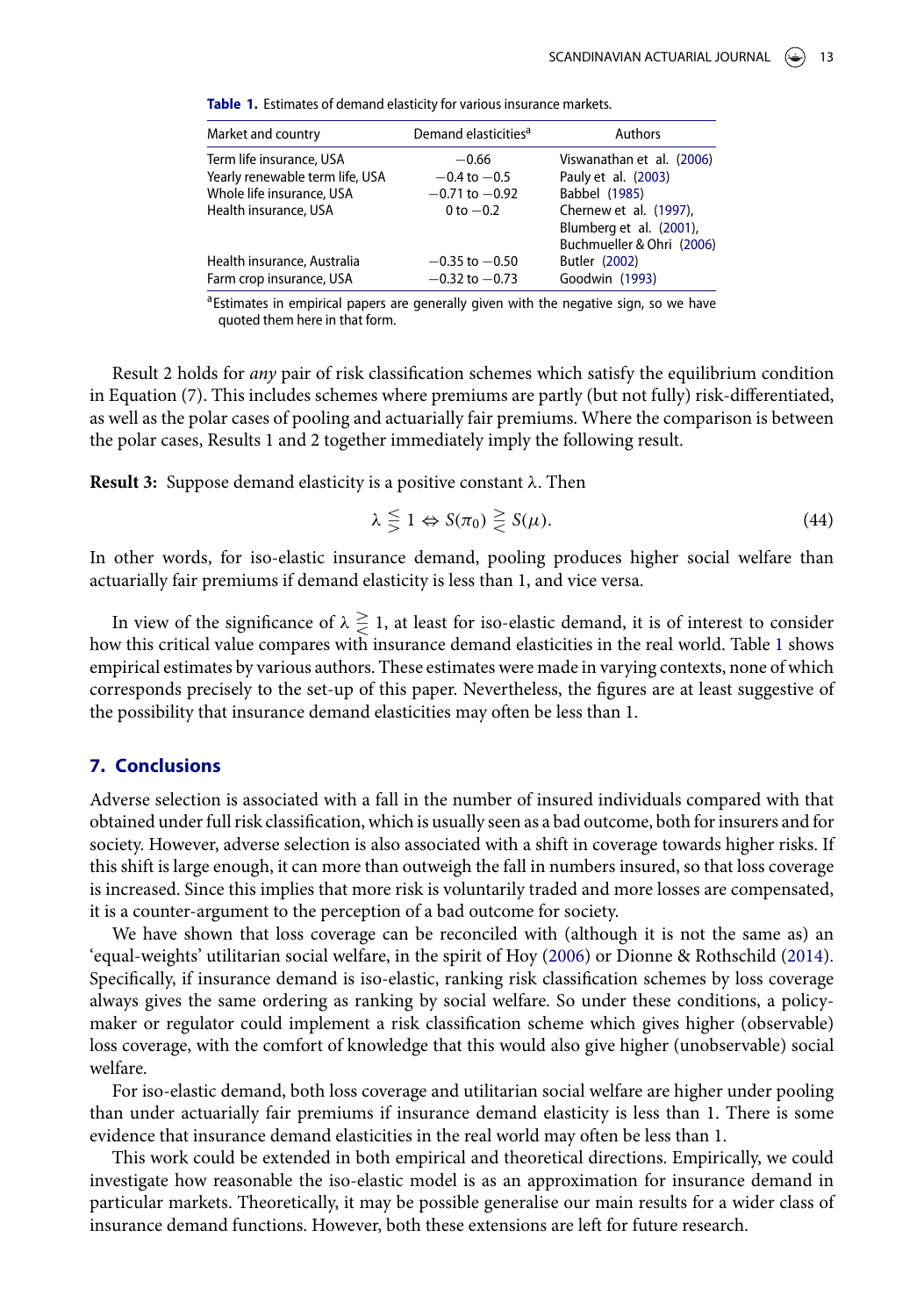**Table 1.** Estimates of demand elasticity for various insurance markets.

| Market and country | Demand elasticities[a] | Authors |
|---|---|---|
| Term life insurance, USA | −0.66 | Viswanathan et al. (2006) |
| Yearly renewable term life, USA | −0.4 to −0.5 | Pauly et al. (2003) |
| Whole life insurance, USA | −0.71 to −0.92 | Babbel (1985) |
| Health insurance, USA | 0 to −0.2 | Chernew et al. (1997), Blumberg et al. (2001), Buchmueller & Ohri (2006) |
| Health insurance, Australia | −0.35 to −0.50 | Butler (2002) |
| Farm crop insurance, USA | −0.32 to −0.73 | Goodwin (1993) |

[a]Estimates in empirical papers are generally given with the negative sign, so we have quoted them here in that form.

Result 2 holds for *any* pair of risk classification schemes which satisfy the equilibrium condition in Equation (7). This includes schemes where premiums are partly (but not fully) risk-differentiated, as well as the polar cases of pooling and actuarially fair premiums. Where the comparison is between the polar cases, Results 1 and 2 together immediately imply the following result.

**Result 3:** Suppose demand elasticity is a positive constant $\lambda$. Then

$$\lambda \lesseqgtr 1 \Leftrightarrow S(\pi_0) \gtreqless S(\mu). \tag{44}$$

In other words, for iso-elastic insurance demand, pooling produces higher social welfare than actuarially fair premiums if demand elasticity is less than 1, and vice versa.

In view of the significance of $\lambda \gtreqless 1$, at least for iso-elastic demand, it is of interest to consider how this critical value compares with insurance demand elasticities in the real world. Table 1 shows empirical estimates by various authors. These estimates were made in varying contexts, none of which corresponds precisely to the set-up of this paper. Nevertheless, the figures are at least suggestive of the possibility that insurance demand elasticities may often be less than 1.

## 7. Conclusions

Adverse selection is associated with a fall in the number of insured individuals compared with that obtained under full risk classification, which is usually seen as a bad outcome, both for insurers and for society. However, adverse selection is also associated with a shift in coverage towards higher risks. If this shift is large enough, it can more than outweigh the fall in numbers insured, so that loss coverage is increased. Since this implies that more risk is voluntarily traded and more losses are compensated, it is a counter-argument to the perception of a bad outcome for society.

We have shown that loss coverage can be reconciled with (although it is not the same as) an 'equal-weights' utilitarian social welfare, in the spirit of Hoy (2006) or Dionne & Rothschild (2014). Specifically, if insurance demand is iso-elastic, ranking risk classification schemes by loss coverage always gives the same ordering as ranking by social welfare. So under these conditions, a policymaker or regulator could implement a risk classification scheme which gives higher (observable) loss coverage, with the comfort of knowledge that this would also give higher (unobservable) social welfare.

For iso-elastic demand, both loss coverage and utilitarian social welfare are higher under pooling than under actuarially fair premiums if insurance demand elasticity is less than 1. There is some evidence that insurance demand elasticities in the real world may often be less than 1.

This work could be extended in both empirical and theoretical directions. Empirically, we could investigate how reasonable the iso-elastic model is as an approximation for insurance demand in particular markets. Theoretically, it may be possible generalise our main results for a wider class of insurance demand functions. However, both these extensions are left for future research.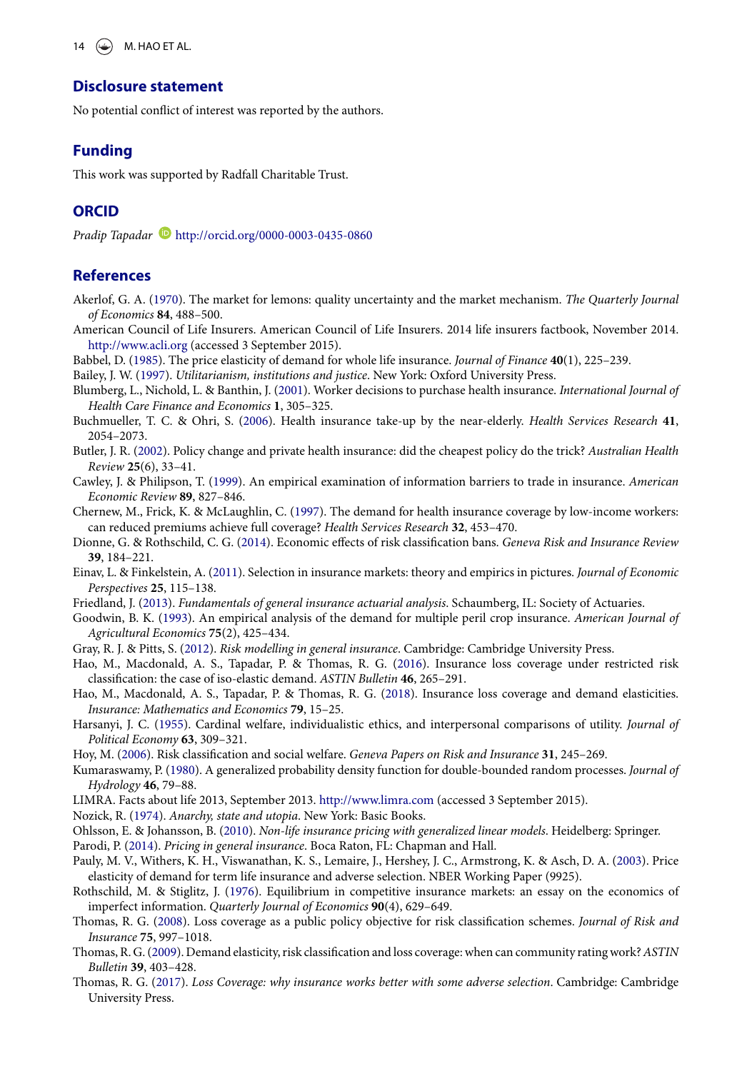## Disclosure statement

No potential conflict of interest was reported by the authors.

## Funding

This work was supported by Radfall Charitable Trust.

## ORCID

*Pradip Tapadar* http://orcid.org/0000-0003-0435-0860

## References

Akerlof, G. A. (1970). The market for lemons: quality uncertainty and the market mechanism. *The Quarterly Journal of Economics* **84**, 488–500.

American Council of Life Insurers. American Council of Life Insurers. 2014 life insurers factbook, November 2014. http://www.acli.org (accessed 3 September 2015).

Babbel, D. (1985). The price elasticity of demand for whole life insurance. *Journal of Finance* **40**(1), 225–239.

Bailey, J. W. (1997). *Utilitarianism, institutions and justice*. New York: Oxford University Press.

Blumberg, L., Nichold, L. & Banthin, J. (2001). Worker decisions to purchase health insurance. *International Journal of Health Care Finance and Economics* **1**, 305–325.

Buchmueller, T. C. & Ohri, S. (2006). Health insurance take-up by the near-elderly. *Health Services Research* **41**, 2054–2073.

Butler, J. R. (2002). Policy change and private health insurance: did the cheapest policy do the trick? *Australian Health Review* **25**(6), 33–41.

Cawley, J. & Philipson, T. (1999). An empirical examination of information barriers to trade in insurance. *American Economic Review* **89**, 827–846.

Chernew, M., Frick, K. & McLaughlin, C. (1997). The demand for health insurance coverage by low-income workers: can reduced premiums achieve full coverage? *Health Services Research* **32**, 453–470.

Dionne, G. & Rothschild, C. G. (2014). Economic effects of risk classification bans. *Geneva Risk and Insurance Review* **39**, 184–221.

Einav, L. & Finkelstein, A. (2011). Selection in insurance markets: theory and empirics in pictures. *Journal of Economic Perspectives* **25**, 115–138.

Friedland, J. (2013). *Fundamentals of general insurance actuarial analysis*. Schaumberg, IL: Society of Actuaries.

Goodwin, B. K. (1993). An empirical analysis of the demand for multiple peril crop insurance. *American Journal of Agricultural Economics* **75**(2), 425–434.

Gray, R. J. & Pitts, S. (2012). *Risk modelling in general insurance*. Cambridge: Cambridge University Press.

Hao, M., Macdonald, A. S., Tapadar, P. & Thomas, R. G. (2016). Insurance loss coverage under restricted risk classification: the case of iso-elastic demand. *ASTIN Bulletin* **46**, 265–291.

Hao, M., Macdonald, A. S., Tapadar, P. & Thomas, R. G. (2018). Insurance loss coverage and demand elasticities. *Insurance: Mathematics and Economics* **79**, 15–25.

Harsanyi, J. C. (1955). Cardinal welfare, individualistic ethics, and interpersonal comparisons of utility. *Journal of Political Economy* **63**, 309–321.

Hoy, M. (2006). Risk classification and social welfare. *Geneva Papers on Risk and Insurance* **31**, 245–269.

Kumaraswamy, P. (1980). A generalized probability density function for double-bounded random processes. *Journal of Hydrology* **46**, 79–88.

LIMRA. Facts about life 2013, September 2013. http://www.limra.com (accessed 3 September 2015).

Nozick, R. (1974). *Anarchy, state and utopia*. New York: Basic Books.

Ohlsson, E. & Johansson, B. (2010). *Non-life insurance pricing with generalized linear models*. Heidelberg: Springer.

Parodi, P. (2014). *Pricing in general insurance*. Boca Raton, FL: Chapman and Hall.

Pauly, M. V., Withers, K. H., Viswanathan, K. S., Lemaire, J., Hershey, J. C., Armstrong, K. & Asch, D. A. (2003). Price elasticity of demand for term life insurance and adverse selection. NBER Working Paper (9925).

Rothschild, M. & Stiglitz, J. (1976). Equilibrium in competitive insurance markets: an essay on the economics of imperfect information. *Quarterly Journal of Economics* **90**(4), 629–649.

Thomas, R. G. (2008). Loss coverage as a public policy objective for risk classification schemes. *Journal of Risk and Insurance* **75**, 997–1018.

Thomas, R. G. (2009). Demand elasticity, risk classification and loss coverage: when can community rating work? *ASTIN Bulletin* **39**, 403–428.

Thomas, R. G. (2017). *Loss Coverage: why insurance works better with some adverse selection*. Cambridge: Cambridge University Press.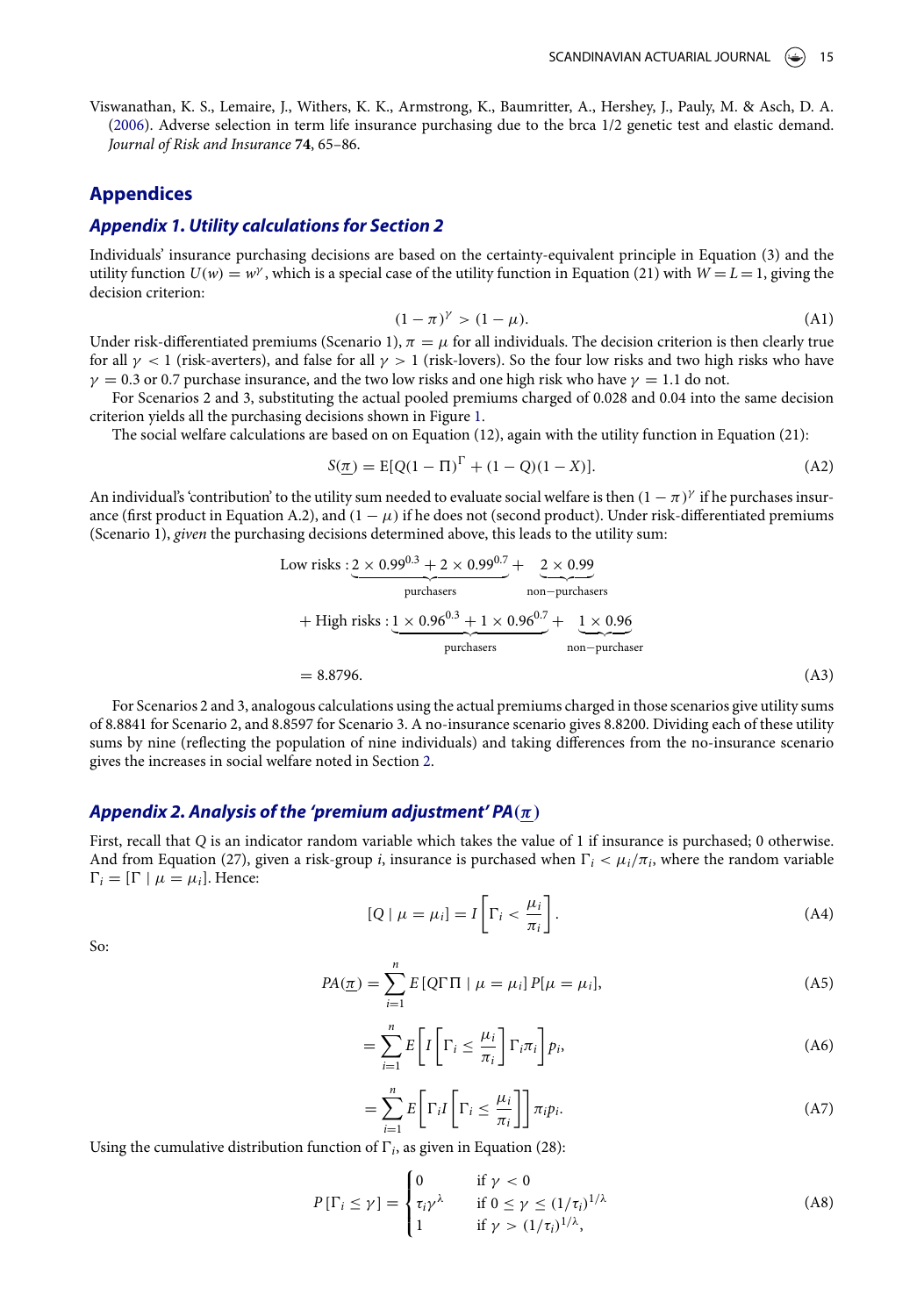Viswanathan, K. S., Lemaire, J., Withers, K. K., Armstrong, K., Baumritter, A., Hershey, J., Pauly, M. & Asch, D. A. (2006). Adverse selection in term life insurance purchasing due to the brca 1/2 genetic test and elastic demand. *Journal of Risk and Insurance* **74**, 65–86.

## Appendices

### Appendix 1. Utility calculations for Section 2

Individuals' insurance purchasing decisions are based on the certainty-equivalent principle in Equation (3) and the utility function $U(w) = w^{\gamma}$, which is a special case of the utility function in Equation (21) with $W = L = 1$, giving the decision criterion:

$$(1 - \pi)^{\gamma} > (1 - \mu). \tag{A1}$$

Under risk-differentiated premiums (Scenario 1), $\pi = \mu$ for all individuals. The decision criterion is then clearly true for all $\gamma < 1$ (risk-averters), and false for all $\gamma > 1$ (risk-lovers). So the four low risks and two high risks who have $\gamma = 0.3$ or 0.7 purchase insurance, and the two low risks and one high risk who have $\gamma = 1.1$ do not.

For Scenarios 2 and 3, substituting the actual pooled premiums charged of 0.028 and 0.04 into the same decision criterion yields all the purchasing decisions shown in Figure 1.

The social welfare calculations are based on on Equation (12), again with the utility function in Equation (21):

$$S(\underline{\pi}) = \mathrm{E}[Q(1 - \Pi)^{\Gamma} + (1 - Q)(1 - X)]. \tag{A2}$$

An individual's 'contribution' to the utility sum needed to evaluate social welfare is then $(1 - \pi)^{\gamma}$ if he purchases insurance (first product in Equation A.2), and $(1 - \mu)$ if he does not (second product). Under risk-differentiated premiums (Scenario 1), *given* the purchasing decisions determined above, this leads to the utility sum:

$$\begin{aligned}
&\text{Low risks} : \underbrace{2 \times 0.99^{0.3} + 2 \times 0.99^{0.7}}_{\text{purchasers}} + \underbrace{2 \times 0.99}_{\text{non-purchasers}} \\
&+ \text{High risks} : \underbrace{1 \times 0.96^{0.3} + 1 \times 0.96^{0.7}}_{\text{purchasers}} + \underbrace{1 \times 0.96}_{\text{non-purchaser}} \\
&= 8.8796.
\end{aligned} \tag{A3}$$

For Scenarios 2 and 3, analogous calculations using the actual premiums charged in those scenarios give utility sums of 8.8841 for Scenario 2, and 8.8597 for Scenario 3. A no-insurance scenario gives 8.8200. Dividing each of these utility sums by nine (reflecting the population of nine individuals) and taking differences from the no-insurance scenario gives the increases in social welfare noted in Section 2.

### Appendix 2. Analysis of the 'premium adjustment' $PA(\underline{\pi})$

First, recall that $Q$ is an indicator random variable which takes the value of 1 if insurance is purchased; 0 otherwise. And from Equation (27), given a risk-group $i$, insurance is purchased when $\Gamma_i < \mu_i/\pi_i$, where the random variable $\Gamma_i = [\Gamma \mid \mu = \mu_i]$. Hence:

$$[Q \mid \mu = \mu_i] = I\left[\Gamma_i < \frac{\mu_i}{\pi_i}\right]. \tag{A4}$$

So:

$$PA(\underline{\pi}) = \sum_{i=1}^{n} E\left[Q\Gamma\Pi \mid \mu = \mu_i\right] P[\mu = \mu_i], \tag{A5}$$

$$= \sum_{i=1}^{n} E\left[I\left[\Gamma_i \leq \frac{\mu_i}{\pi_i}\right]\Gamma_i\pi_i\right]p_i, \tag{A6}$$

$$= \sum_{i=1}^{n} E\left[\Gamma_i I\left[\Gamma_i \leq \frac{\mu_i}{\pi_i}\right]\right]\pi_i p_i. \tag{A7}$$

Using the cumulative distribution function of $\Gamma_i$, as given in Equation (28):

$$P\left[\Gamma_i \leq \gamma\right] = \begin{cases} 0 & \text{if } \gamma < 0 \\ \tau_i\gamma^{\lambda} & \text{if } 0 \leq \gamma \leq (1/\tau_i)^{1/\lambda} \\ 1 & \text{if } \gamma > (1/\tau_i)^{1/\lambda}, \end{cases} \tag{A8}$$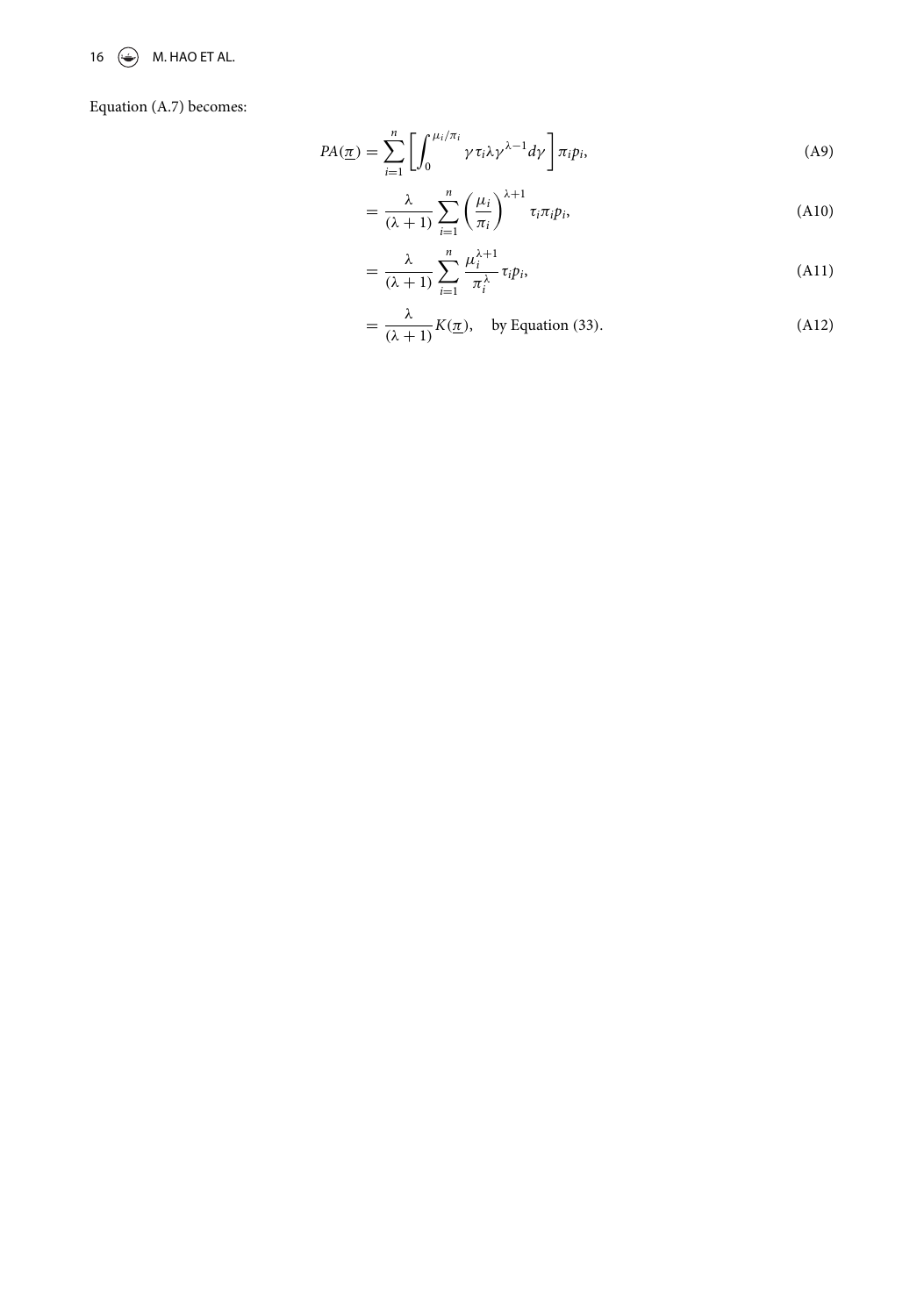Equation (A.7) becomes:

$$PA(\underline{\pi}) = \sum_{i=1}^{n} \left[ \int_{0}^{\mu_i/\pi_i} \gamma \tau_i \lambda \gamma^{\lambda-1} d\gamma \right] \pi_i p_i, \tag{A9}$$

$$= \frac{\lambda}{(\lambda+1)} \sum_{i=1}^{n} \left( \frac{\mu_i}{\pi_i} \right)^{\lambda+1} \tau_i \pi_i p_i, \tag{A10}$$

$$= \frac{\lambda}{(\lambda+1)} \sum_{i=1}^{n} \frac{\mu_i^{\lambda+1}}{\pi_i^{\lambda}} \tau_i p_i, \tag{A11}$$

$$= \frac{\lambda}{(\lambda+1)} K(\underline{\pi}), \quad \text{by Equation (33)}. \tag{A12}$$